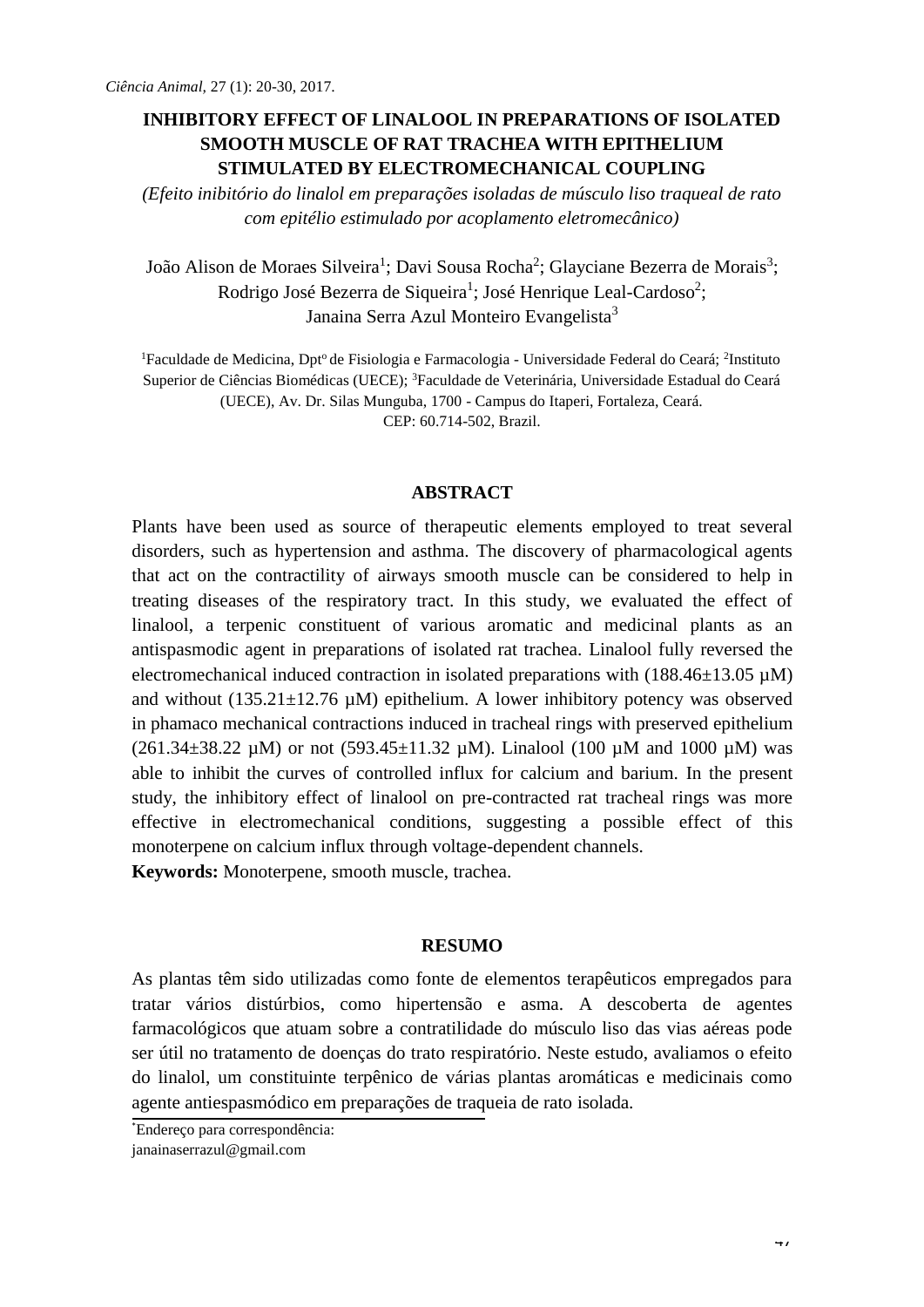# INHIBITORY EFFECT OF LINALOOL IN PREPARATIONS OF ISOLATED SMOOTH MUSCLE OF RAT TRACHEA WITH EPITHELIUM STIMULATED BY ELECTROMECHANICAL COUPLING

*(Efeito inibitório do linalol em preparações isoladas de músculo liso traqueal de rato com epitélio estimulado por acoplamento eletromecânico)*

João Alison de Moraes Silveira[1]; Davi Sousa Rocha[2]; Glayciane Bezerra de Morais[3]; Rodrigo José Bezerra de Siqueira[1]; José Henrique Leal-Cardoso[2]; Janaina Serra Azul Monteiro Evangelista[3]

[1]Faculdade de Medicina, Dptº de Fisiologia e Farmacologia - Universidade Federal do Ceará; [2]Instituto Superior de Ciências Biomédicas (UECE); [3]Faculdade de Veterinária, Universidade Estadual do Ceará (UECE), Av. Dr. Silas Munguba, 1700 - Campus do Itaperi, Fortaleza, Ceará. CEP: 60.714-502, Brazil.

## ABSTRACT

Plants have been used as source of therapeutic elements employed to treat several disorders, such as hypertension and asthma. The discovery of pharmacological agents that act on the contractility of airways smooth muscle can be considered to help in treating diseases of the respiratory tract. In this study, we evaluated the effect of linalool, a terpenic constituent of various aromatic and medicinal plants as an antispasmodic agent in preparations of isolated rat trachea. Linalool fully reversed the electromechanical induced contraction in isolated preparations with (188.46±13.05 µM) and without (135.21±12.76 µM) epithelium. A lower inhibitory potency was observed in phamaco mechanical contractions induced in tracheal rings with preserved epithelium (261.34±38.22 µM) or not (593.45±11.32 µM). Linalool (100 µM and 1000 µM) was able to inhibit the curves of controlled influx for calcium and barium. In the present study, the inhibitory effect of linalool on pre-contracted rat tracheal rings was more effective in electromechanical conditions, suggesting a possible effect of this monoterpene on calcium influx through voltage-dependent channels.

**Keywords:** Monoterpene, smooth muscle, trachea.

## RESUMO

As plantas têm sido utilizadas como fonte de elementos terapêuticos empregados para tratar vários distúrbios, como hipertensão e asma. A descoberta de agentes farmacológicos que atuam sobre a contratilidade do músculo liso das vias aéreas pode ser útil no tratamento de doenças do trato respiratório. Neste estudo, avaliamos o efeito do linalol, um constituinte terpênico de várias plantas aromáticas e medicinais como agente antiespasmódico em preparações de traqueia de rato isolada.

*Endereço para correspondência: janainaserrazul@gmail.com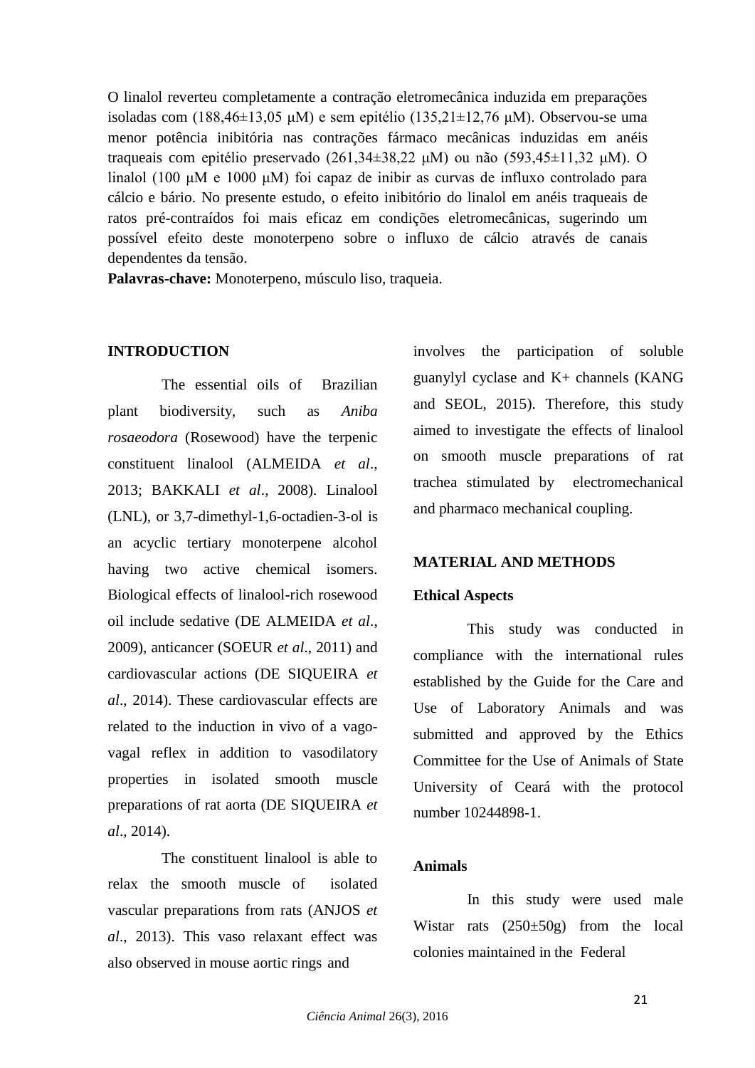O linalol reverteu completamente a contração eletromecânica induzida em preparações isoladas com (188,46±13,05 μM) e sem epitélio (135,21±12,76 μM). Observou-se uma menor potência inibitória nas contrações fármaco mecânicas induzidas em anéis traqueais com epitélio preservado (261,34±38,22 μM) ou não (593,45±11,32 μM). O linalol (100 μM e 1000 μM) foi capaz de inibir as curvas de influxo controlado para cálcio e bário. No presente estudo, o efeito inibitório do linalol em anéis traqueais de ratos pré-contraídos foi mais eficaz em condições eletromecânicas, sugerindo um possível efeito deste monoterpeno sobre o influxo de cálcio através de canais dependentes da tensão.

**Palavras-chave:** Monoterpeno, músculo liso, traqueia.

## INTRODUCTION

The essential oils of Brazilian plant biodiversity, such as *Aniba rosaeodora* (Rosewood) have the terpenic constituent linalool (ALMEIDA *et al*., 2013; BAKKALI *et al*., 2008). Linalool (LNL), or 3,7-dimethyl-1,6-octadien-3-ol is an acyclic tertiary monoterpene alcohol having two active chemical isomers. Biological effects of linalool-rich rosewood oil include sedative (DE ALMEIDA *et al*., 2009), anticancer (SOEUR *et al*., 2011) and cardiovascular actions (DE SIQUEIRA *et al*., 2014). These cardiovascular effects are related to the induction in vivo of a vago-vagal reflex in addition to vasodilatory properties in isolated smooth muscle preparations of rat aorta (DE SIQUEIRA *et al*., 2014).

The constituent linalool is able to relax the smooth muscle of isolated vascular preparations from rats (ANJOS *et al*., 2013). This vaso relaxant effect was also observed in mouse aortic rings and involves the participation of soluble guanylyl cyclase and K+ channels (KANG and SEOL, 2015). Therefore, this study aimed to investigate the effects of linalool on smooth muscle preparations of rat trachea stimulated by electromechanical and pharmaco mechanical coupling.

## MATERIAL AND METHODS

### Ethical Aspects

This study was conducted in compliance with the international rules established by the Guide for the Care and Use of Laboratory Animals and was submitted and approved by the Ethics Committee for the Use of Animals of State University of Ceará with the protocol number 10244898-1.

### Animals

In this study were used male Wistar rats (250±50g) from the local colonies maintained in the Federal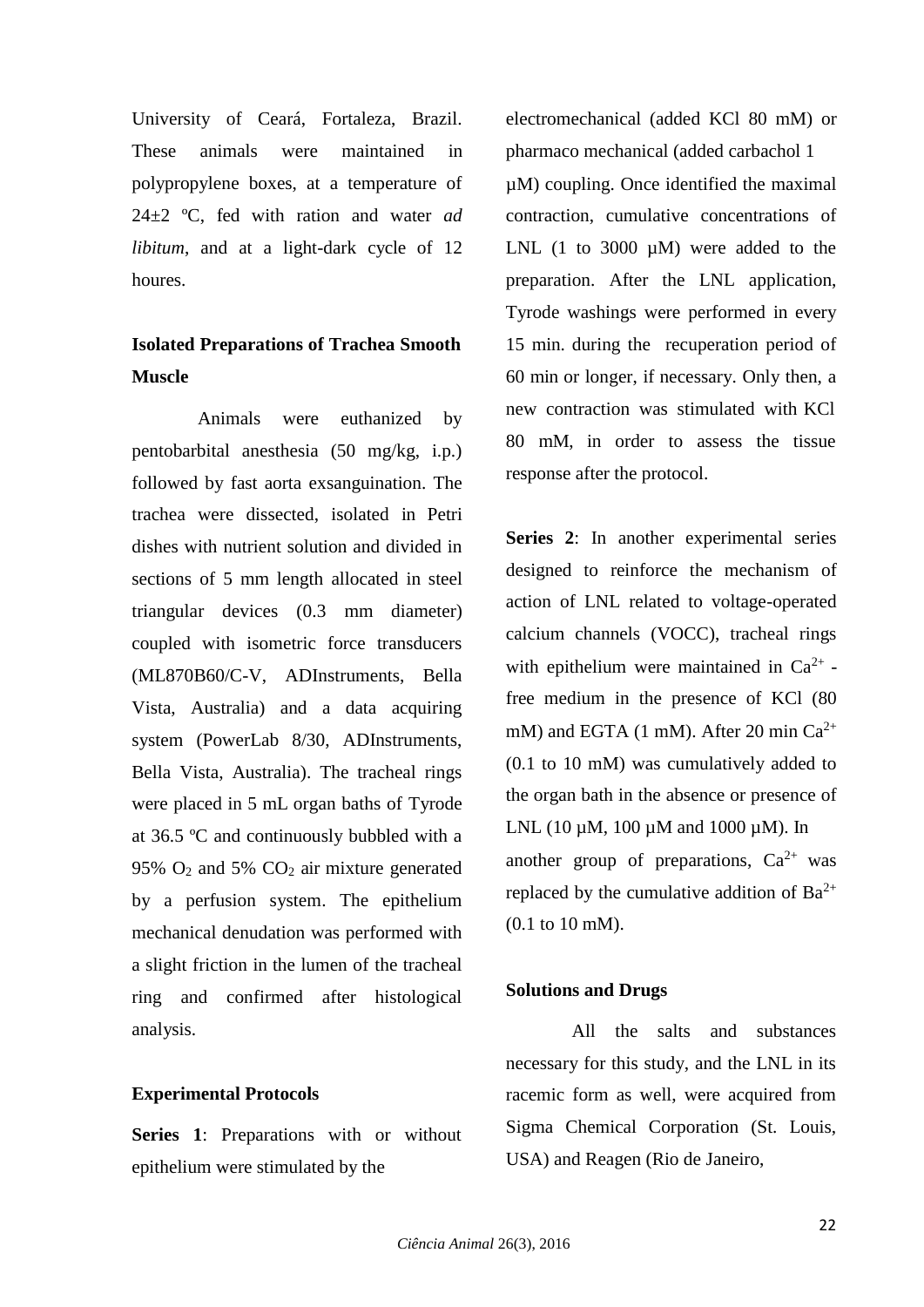University of Ceará, Fortaleza, Brazil. These animals were maintained in polypropylene boxes, at a temperature of 24±2 ºC, fed with ration and water *ad libitum*, and at a light-dark cycle of 12 houres.

## Isolated Preparations of Trachea Smooth Muscle

Animals were euthanized by pentobarbital anesthesia (50 mg/kg, i.p.) followed by fast aorta exsanguination. The trachea were dissected, isolated in Petri dishes with nutrient solution and divided in sections of 5 mm length allocated in steel triangular devices (0.3 mm diameter) coupled with isometric force transducers (ML870B60/C-V, ADInstruments, Bella Vista, Australia) and a data acquiring system (PowerLab 8/30, ADInstruments, Bella Vista, Australia). The tracheal rings were placed in 5 mL organ baths of Tyrode at 36.5 ºC and continuously bubbled with a 95% $O_2$ and 5% $CO_2$ air mixture generated by a perfusion system. The epithelium mechanical denudation was performed with a slight friction in the lumen of the tracheal ring and confirmed after histological analysis.

## Experimental Protocols

**Series 1**: Preparations with or without epithelium were stimulated by the electromechanical (added KCl 80 mM) or pharmaco mechanical (added carbachol 1 µM) coupling. Once identified the maximal contraction, cumulative concentrations of LNL (1 to 3000 µM) were added to the preparation. After the LNL application, Tyrode washings were performed in every 15 min. during the recuperation period of 60 min or longer, if necessary. Only then, a new contraction was stimulated with KCl 80 mM, in order to assess the tissue response after the protocol.

**Series 2**: In another experimental series designed to reinforce the mechanism of action of LNL related to voltage-operated calcium channels (VOCC), tracheal rings with epithelium were maintained in $Ca^{2+}$ -free medium in the presence of KCl (80 mM) and EGTA (1 mM). After 20 min $Ca^{2+}$ (0.1 to 10 mM) was cumulatively added to the organ bath in the absence or presence of LNL (10 µM, 100 µM and 1000 µM). In another group of preparations, $Ca^{2+}$ was replaced by the cumulative addition of $Ba^{2+}$ (0.1 to 10 mM).

## Solutions and Drugs

All the salts and substances necessary for this study, and the LNL in its racemic form as well, were acquired from Sigma Chemical Corporation (St. Louis, USA) and Reagen (Rio de Janeiro,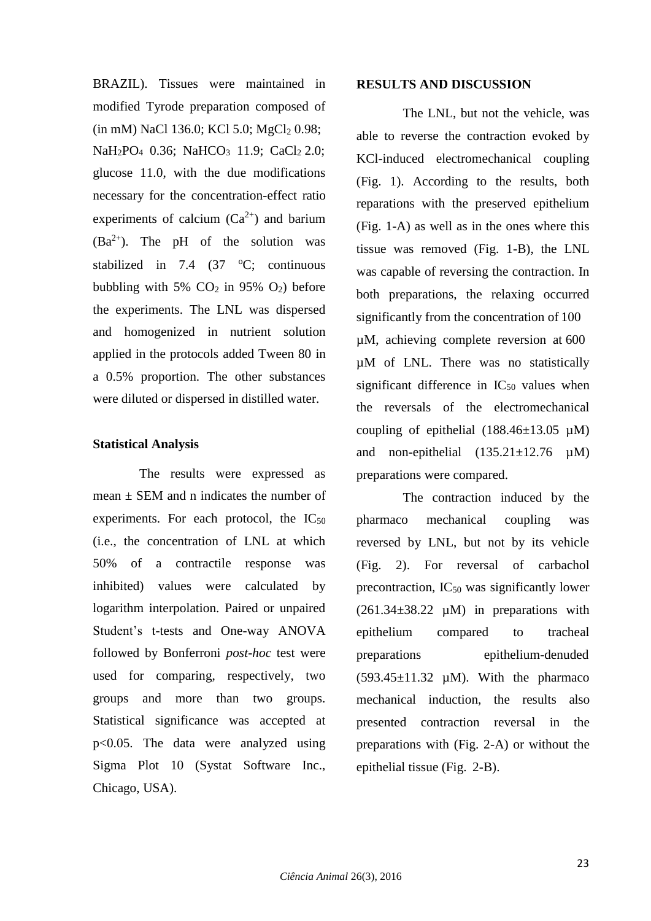BRAZIL). Tissues were maintained in modified Tyrode preparation composed of (in mM) NaCl 136.0; KCl 5.0; $MgCl_2$ 0.98; $NaH_2PO_4$ 0.36; $NaHCO_3$ 11.9; $CaCl_2$ 2.0; glucose 11.0, with the due modifications necessary for the concentration-effect ratio experiments of calcium ($Ca^{2+}$) and barium ($Ba^{2+}$). The pH of the solution was stabilized in 7.4 (37 ºC; continuous bubbling with 5% $CO_2$ in 95% $O_2$) before the experiments. The LNL was dispersed and homogenized in nutrient solution applied in the protocols added Tween 80 in a 0.5% proportion. The other substances were diluted or dispersed in distilled water.

### Statistical Analysis

The results were expressed as mean ± SEM and n indicates the number of experiments. For each protocol, the $IC_{50}$ (i.e., the concentration of LNL at which 50% of a contractile response was inhibited) values were calculated by logarithm interpolation. Paired or unpaired Student's t-tests and One-way ANOVA followed by Bonferroni *post-hoc* test were used for comparing, respectively, two groups and more than two groups. Statistical significance was accepted at $p<0.05$. The data were analyzed using Sigma Plot 10 (Systat Software Inc., Chicago, USA).

## RESULTS AND DISCUSSION

The LNL, but not the vehicle, was able to reverse the contraction evoked by KCl-induced electromechanical coupling (Fig. 1). According to the results, both reparations with the preserved epithelium (Fig. 1-A) as well as in the ones where this tissue was removed (Fig. 1-B), the LNL was capable of reversing the contraction. In both preparations, the relaxing occurred significantly from the concentration of 100 µM, achieving complete reversion at 600 µM of LNL. There was no statistically significant difference in $IC_{50}$ values when the reversals of the electromechanical coupling of epithelial (188.46±13.05 µM) and non-epithelial (135.21±12.76 µM) preparations were compared.

The contraction induced by the pharmaco mechanical coupling was reversed by LNL, but not by its vehicle (Fig. 2). For reversal of carbachol precontraction, $IC_{50}$ was significantly lower (261.34±38.22 µM) in preparations with epithelium compared to tracheal preparations epithelium-denuded (593.45±11.32 µM). With the pharmaco mechanical induction, the results also presented contraction reversal in the preparations with (Fig. 2-A) or without the epithelial tissue (Fig. 2-B).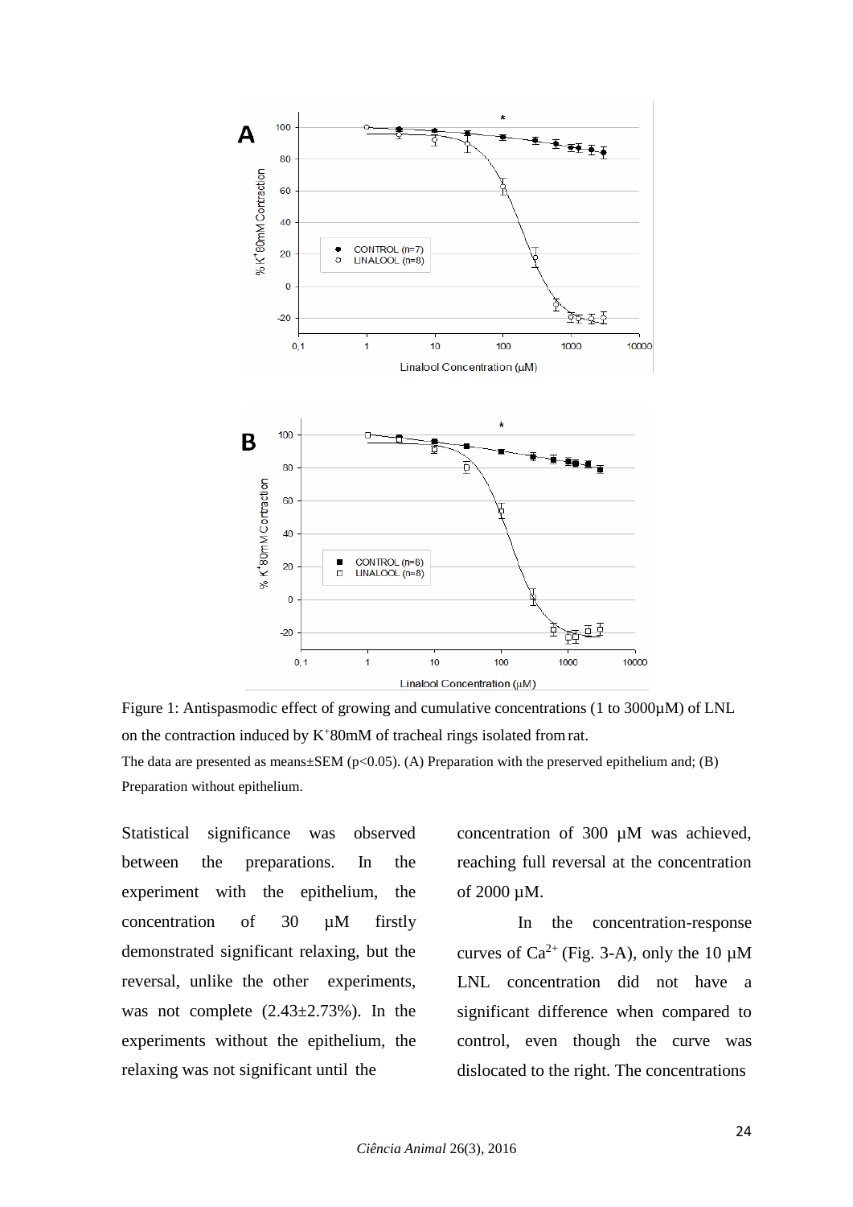Figure 1: Antispasmodic effect of growing and cumulative concentrations (1 to 3000μM) of LNL on the contraction induced by $K^+$80mM of tracheal rings isolated from rat.

The data are presented as means±SEM ($p<0.05$). (A) Preparation with the preserved epithelium and; (B) Preparation without epithelium.

Statistical significance was observed between the preparations. In the experiment with the epithelium, the concentration of 30 μM firstly demonstrated significant relaxing, but the reversal, unlike the other experiments, was not complete (2.43±2.73%). In the experiments without the epithelium, the relaxing was not significant until the concentration of 300 μM was achieved, reaching full reversal at the concentration of 2000 μM.

In the concentration-response curves of $Ca^{2+}$ (Fig. 3-A), only the 10 μM LNL concentration did not have a significant difference when compared to control, even though the curve was dislocated to the right. The concentrations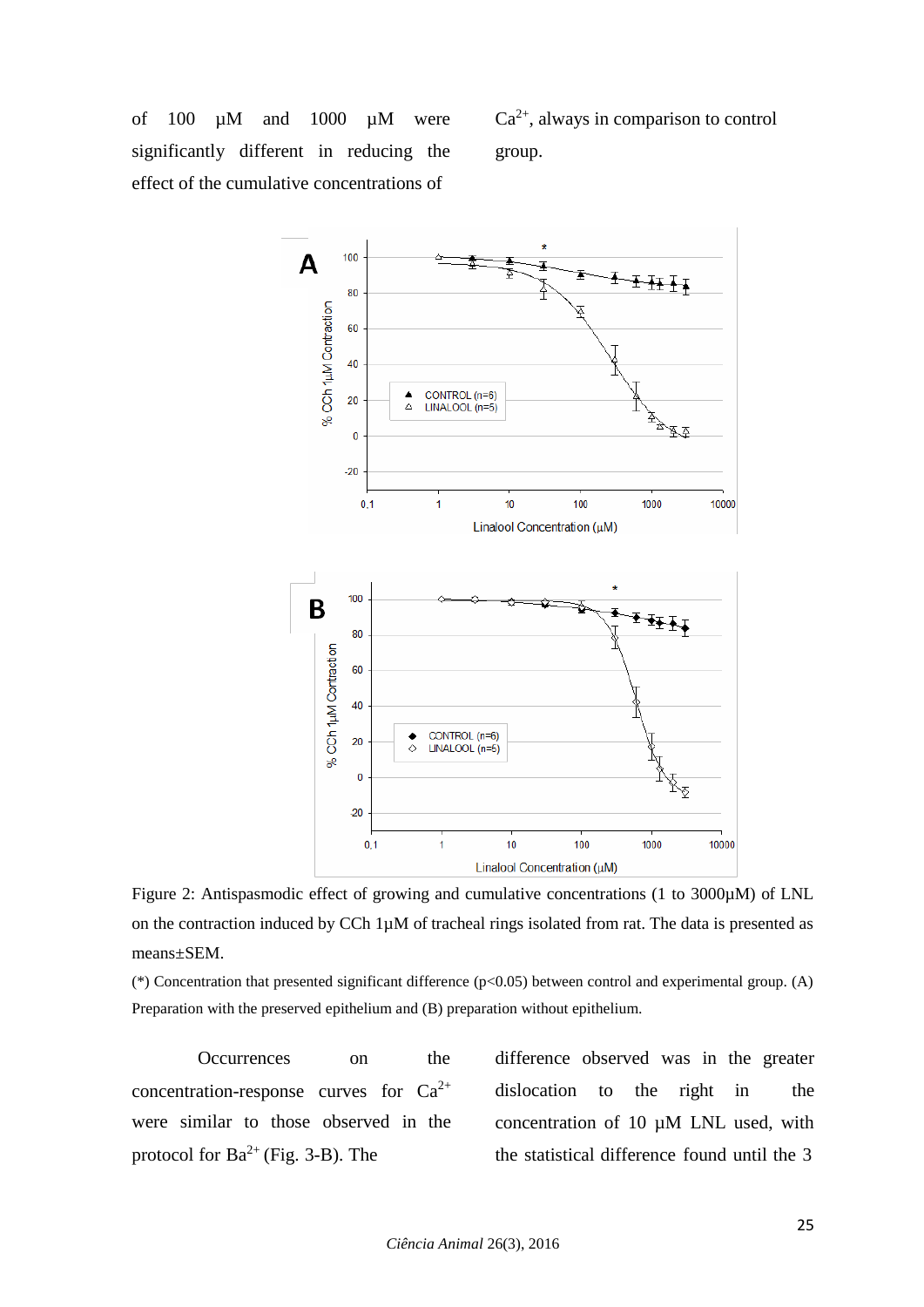of 100 μM and 1000 μM were significantly different in reducing the effect of the cumulative concentrations of $Ca^{2+}$, always in comparison to control group.

Figure 2: Antispasmodic effect of growing and cumulative concentrations (1 to 3000μM) of LNL on the contraction induced by CCh 1μM of tracheal rings isolated from rat. The data is presented as means±SEM.

(*) Concentration that presented significant difference ($p<0.05$) between control and experimental group. (A) Preparation with the preserved epithelium and (B) preparation without epithelium.

Occurrences on the concentration-response curves for $Ca^{2+}$ were similar to those observed in the protocol for $Ba^{2+}$ (Fig. 3-B). The difference observed was in the greater dislocation to the right in the concentration of 10 μM LNL used, with the statistical difference found until the 3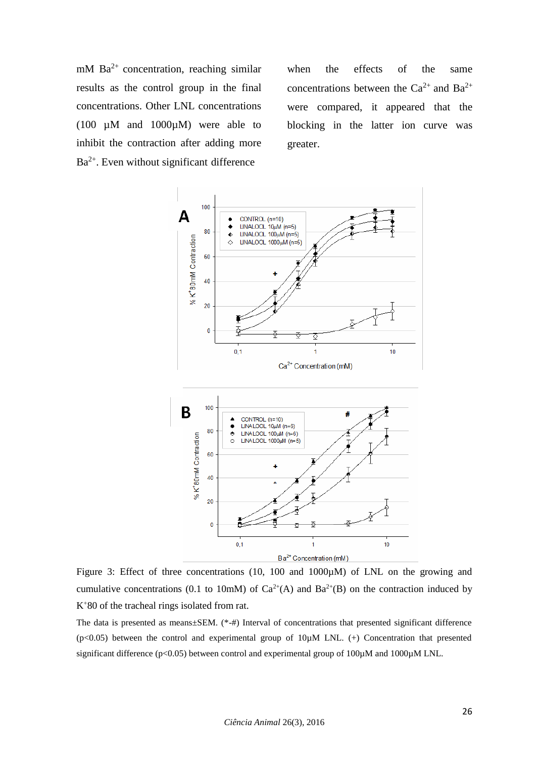mM $Ba^{2+}$ concentration, reaching similar results as the control group in the final concentrations. Other LNL concentrations (100 µM and 1000µM) were able to inhibit the contraction after adding more $Ba^{2+}$. Even without significant difference when the effects of the same concentrations between the $Ca^{2+}$ and $Ba^{2+}$ were compared, it appeared that the blocking in the latter ion curve was greater.

Figure 3: Effect of three concentrations (10, 100 and 1000µM) of LNL on the growing and cumulative concentrations (0.1 to 10mM) of $Ca^{2+}$(A) and $Ba^{2+}$(B) on the contraction induced by $K^{+}$80 of the tracheal rings isolated from rat.

The data is presented as means±SEM. (*-#) Interval of concentrations that presented significant difference ($p<0.05$) between the control and experimental group of 10µM LNL. (+) Concentration that presented significant difference ($p<0.05$) between control and experimental group of 100µM and 1000µM LNL.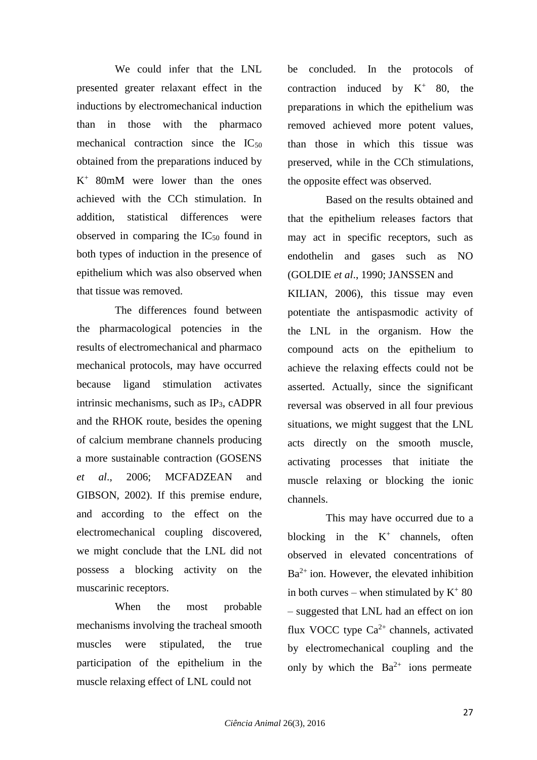We could infer that the LNL presented greater relaxant effect in the inductions by electromechanical induction than in those with the pharmaco mechanical contraction since the $IC_{50}$ obtained from the preparations induced by $K^+$ 80mM were lower than the ones achieved with the CCh stimulation. In addition, statistical differences were observed in comparing the $IC_{50}$ found in both types of induction in the presence of epithelium which was also observed when that tissue was removed.

The differences found between the pharmacological potencies in the results of electromechanical and pharmaco mechanical protocols, may have occurred because ligand stimulation activates intrinsic mechanisms, such as $IP_3$, cADPR and the RHOK route, besides the opening of calcium membrane channels producing a more sustainable contraction (GOSENS *et al*., 2006; MCFADZEAN and GIBSON, 2002). If this premise endure, and according to the effect on the electromechanical coupling discovered, we might conclude that the LNL did not possess a blocking activity on the muscarinic receptors.

When the most probable mechanisms involving the tracheal smooth muscles were stipulated, the true participation of the epithelium in the muscle relaxing effect of LNL could not be concluded. In the protocols of contraction induced by $K^+$ 80, the preparations in which the epithelium was removed achieved more potent values, than those in which this tissue was preserved, while in the CCh stimulations, the opposite effect was observed.

Based on the results obtained and that the epithelium releases factors that may act in specific receptors, such as endothelin and gases such as NO (GOLDIE *et al*., 1990; JANSSEN and KILIAN, 2006), this tissue may even potentiate the antispasmodic activity of the LNL in the organism. How the compound acts on the epithelium to achieve the relaxing effects could not be asserted. Actually, since the significant reversal was observed in all four previous situations, we might suggest that the LNL acts directly on the smooth muscle, activating processes that initiate the muscle relaxing or blocking the ionic channels.

This may have occurred due to a blocking in the $K^+$ channels, often observed in elevated concentrations of $Ba^{2+}$ ion. However, the elevated inhibition in both curves – when stimulated by $K^+$ 80 – suggested that LNL had an effect on ion flux VOCC type $Ca^{2+}$ channels, activated by electromechanical coupling and the only by which the $Ba^{2+}$ ions permeate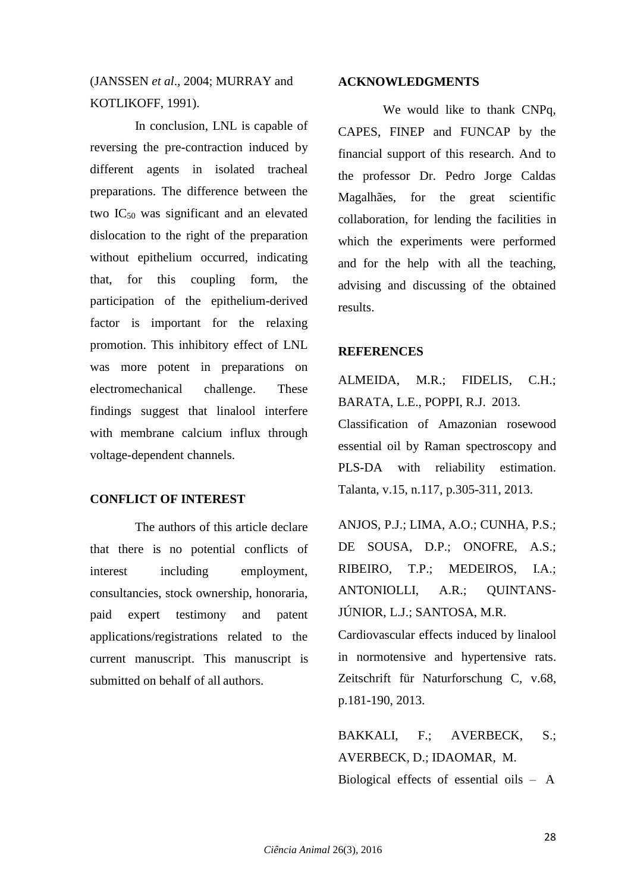(JANSSEN *et al*., 2004; MURRAY and KOTLIKOFF, 1991).

In conclusion, LNL is capable of reversing the pre-contraction induced by different agents in isolated tracheal preparations. The difference between the two $IC_{50}$ was significant and an elevated dislocation to the right of the preparation without epithelium occurred, indicating that, for this coupling form, the participation of the epithelium-derived factor is important for the relaxing promotion. This inhibitory effect of LNL was more potent in preparations on electromechanical challenge. These findings suggest that linalool interfere with membrane calcium influx through voltage-dependent channels.

## CONFLICT OF INTEREST

The authors of this article declare that there is no potential conflicts of interest including employment, consultancies, stock ownership, honoraria, paid expert testimony and patent applications/registrations related to the current manuscript. This manuscript is submitted on behalf of all authors.

## ACKNOWLEDGMENTS

We would like to thank CNPq, CAPES, FINEP and FUNCAP by the financial support of this research. And to the professor Dr. Pedro Jorge Caldas Magalhães, for the great scientific collaboration, for lending the facilities in which the experiments were performed and for the help with all the teaching, advising and discussing of the obtained results.

## REFERENCES

ALMEIDA, M.R.; FIDELIS, C.H.; BARATA, L.E., POPPI, R.J. 2013. Classification of Amazonian rosewood essential oil by Raman spectroscopy and PLS-DA with reliability estimation. Talanta, v.15, n.117, p.305-311, 2013.

ANJOS, P.J.; LIMA, A.O.; CUNHA, P.S.; DE SOUSA, D.P.; ONOFRE, A.S.; RIBEIRO, T.P.; MEDEIROS, I.A.; ANTONIOLLI, A.R.; QUINTANS-JÚNIOR, L.J.; SANTOSA, M.R. Cardiovascular effects induced by linalool in normotensive and hypertensive rats. Zeitschrift für Naturforschung C, v.68, p.181-190, 2013.

BAKKALI, F.; AVERBECK, S.; AVERBECK, D.; IDAOMAR, M. Biological effects of essential oils – A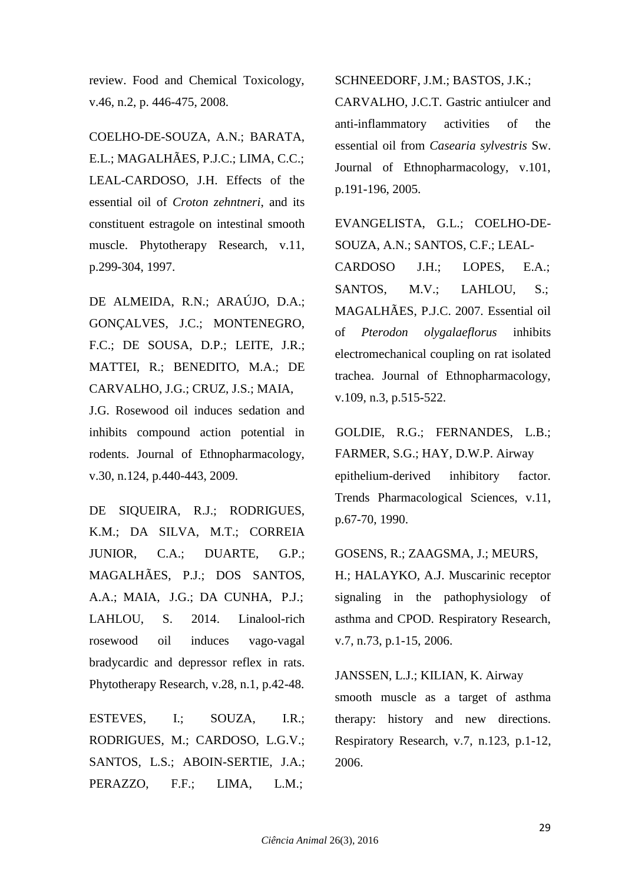review. Food and Chemical Toxicology, v.46, n.2, p. 446-475, 2008.

COELHO-DE-SOUZA, A.N.; BARATA, E.L.; MAGALHÃES, P.J.C.; LIMA, C.C.; LEAL-CARDOSO, J.H. Effects of the essential oil of *Croton zehntneri*, and its constituent estragole on intestinal smooth muscle. Phytotherapy Research, v.11, p.299-304, 1997.

DE ALMEIDA, R.N.; ARAÚJO, D.A.; GONÇALVES, J.C.; MONTENEGRO, F.C.; DE SOUSA, D.P.; LEITE, J.R.; MATTEI, R.; BENEDITO, M.A.; DE CARVALHO, J.G.; CRUZ, J.S.; MAIA, J.G. Rosewood oil induces sedation and inhibits compound action potential in rodents. Journal of Ethnopharmacology, v.30, n.124, p.440-443, 2009.

DE SIQUEIRA, R.J.; RODRIGUES, K.M.; DA SILVA, M.T.; CORREIA JUNIOR, C.A.; DUARTE, G.P.; MAGALHÃES, P.J.; DOS SANTOS, A.A.; MAIA, J.G.; DA CUNHA, P.J.; LAHLOU, S. 2014. Linalool-rich rosewood oil induces vago-vagal bradycardic and depressor reflex in rats. Phytotherapy Research, v.28, n.1, p.42-48.

ESTEVES, I.; SOUZA, I.R.; RODRIGUES, M.; CARDOSO, L.G.V.; SANTOS, L.S.; ABOIN-SERTIE, J.A.; PERAZZO, F.F.; LIMA, L.M.; SCHNEEDORF, J.M.; BASTOS, J.K.; CARVALHO, J.C.T. Gastric antiulcer and anti-inflammatory activities of the essential oil from *Casearia sylvestris* Sw. Journal of Ethnopharmacology, v.101, p.191-196, 2005.

EVANGELISTA, G.L.; COELHO-DE-SOUZA, A.N.; SANTOS, C.F.; LEAL-CARDOSO J.H.; LOPES, E.A.; SANTOS, M.V.; LAHLOU, S.; MAGALHÃES, P.J.C. 2007. Essential oil of *Pterodon olygalaeflorus* inhibits electromechanical coupling on rat isolated trachea. Journal of Ethnopharmacology, v.109, n.3, p.515-522.

GOLDIE, R.G.; FERNANDES, L.B.; FARMER, S.G.; HAY, D.W.P. Airway epithelium-derived inhibitory factor. Trends Pharmacological Sciences, v.11, p.67-70, 1990.

GOSENS, R.; ZAAGSMA, J.; MEURS, H.; HALAYKO, A.J. Muscarinic receptor signaling in the pathophysiology of asthma and CPOD. Respiratory Research, v.7, n.73, p.1-15, 2006.

JANSSEN, L.J.; KILIAN, K. Airway smooth muscle as a target of asthma therapy: history and new directions. Respiratory Research, v.7, n.123, p.1-12, 2006.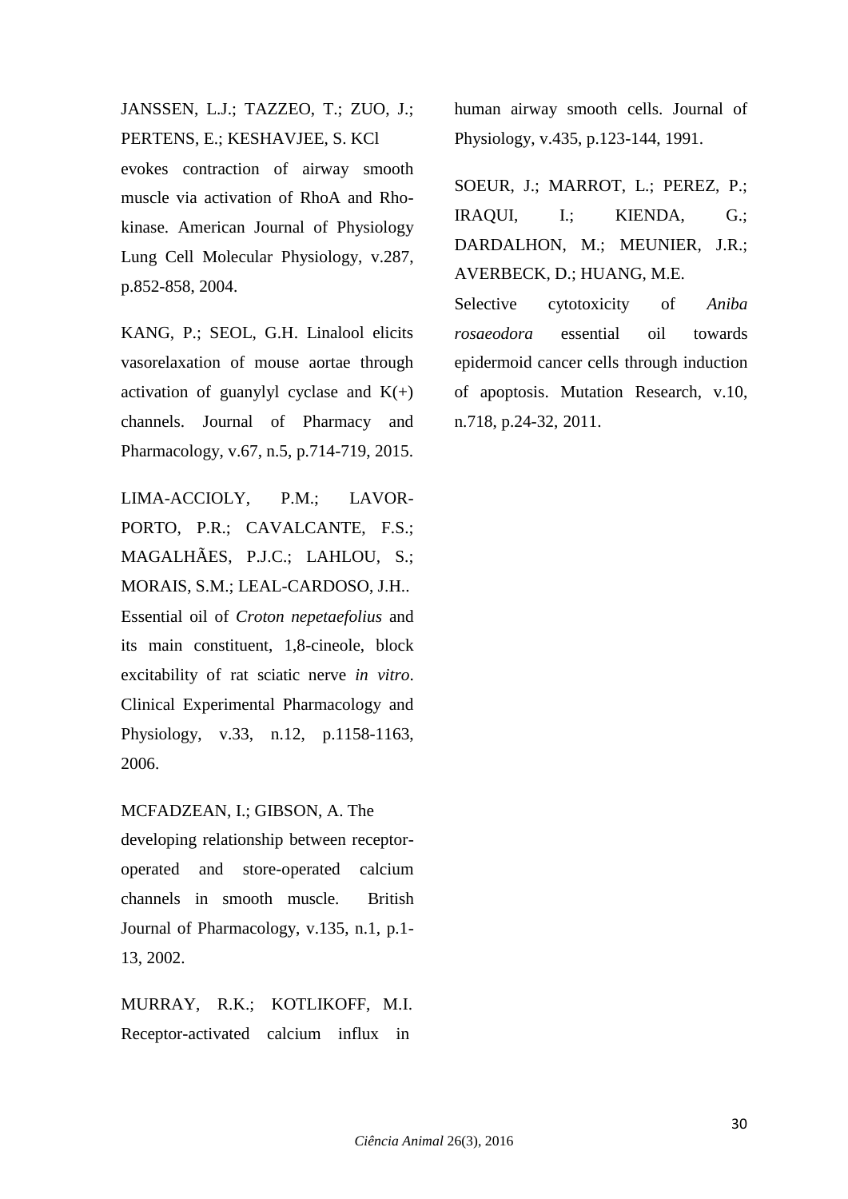JANSSEN, L.J.; TAZZEO, T.; ZUO, J.; PERTENS, E.; KESHAVJEE, S. KCl evokes contraction of airway smooth muscle via activation of RhoA and Rho-kinase. American Journal of Physiology Lung Cell Molecular Physiology, v.287, p.852-858, 2004.

KANG, P.; SEOL, G.H. Linalool elicits vasorelaxation of mouse aortae through activation of guanylyl cyclase and K(+) channels. Journal of Pharmacy and Pharmacology, v.67, n.5, p.714-719, 2015.

LIMA-ACCIOLY, P.M.; LAVOR-PORTO, P.R.; CAVALCANTE, F.S.; MAGALHÃES, P.J.C.; LAHLOU, S.; MORAIS, S.M.; LEAL-CARDOSO, J.H.. Essential oil of *Croton nepetaefolius* and its main constituent, 1,8-cineole, block excitability of rat sciatic nerve *in vitro*. Clinical Experimental Pharmacology and Physiology, v.33, n.12, p.1158-1163, 2006.

MCFADZEAN, I.; GIBSON, A. The developing relationship between receptor-operated and store-operated calcium channels in smooth muscle. British Journal of Pharmacology, v.135, n.1, p.1-13, 2002.

MURRAY, R.K.; KOTLIKOFF, M.I. Receptor-activated calcium influx in human airway smooth cells. Journal of Physiology, v.435, p.123-144, 1991.

SOEUR, J.; MARROT, L.; PEREZ, P.; IRAQUI, I.; KIENDA, G.; DARDALHON, M.; MEUNIER, J.R.; AVERBECK, D.; HUANG, M.E. Selective cytotoxicity of *Aniba rosaeodora* essential oil towards epidermoid cancer cells through induction of apoptosis. Mutation Research, v.10, n.718, p.24-32, 2011.